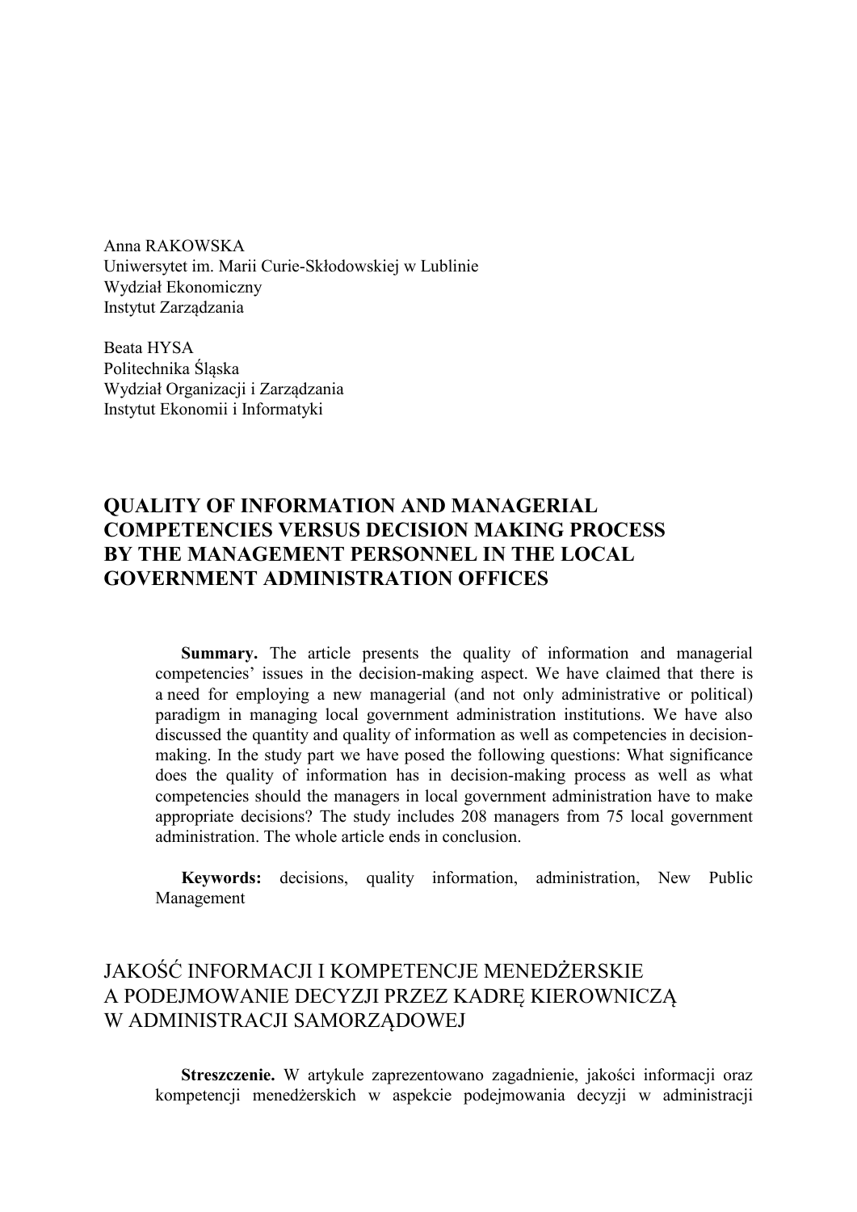Anna RAKOWSKA
Uniwersytet im. Marii Curie-Skłodowskiej w Lublinie
Wydział Ekonomiczny
Instytut Zarządzania

Beata HYSA
Politechnika Śląska
Wydział Organizacji i Zarządzania
Instytut Ekonomii i Informatyki

# QUALITY OF INFORMATION AND MANAGERIAL COMPETENCIES VERSUS DECISION MAKING PROCESS BY THE MANAGEMENT PERSONNEL IN THE LOCAL GOVERNMENT ADMINISTRATION OFFICES

**Summary.** The article presents the quality of information and managerial competencies' issues in the decision-making aspect. We have claimed that there is a need for employing a new managerial (and not only administrative or political) paradigm in managing local government administration institutions. We have also discussed the quantity and quality of information as well as competencies in decision-making. In the study part we have posed the following questions: What significance does the quality of information has in decision-making process as well as what competencies should the managers in local government administration have to make appropriate decisions? The study includes 208 managers from 75 local government administration. The whole article ends in conclusion.

**Keywords:** decisions, quality information, administration, New Public Management

# JAKOŚĆ INFORMACJI I KOMPETENCJE MENEDŻERSKIE A PODEJMOWANIE DECYZJI PRZEZ KADRĘ KIEROWNICZĄ W ADMINISTRACJI SAMORZĄDOWEJ

**Streszczenie.** W artykule zaprezentowano zagadnienie, jakości informacji oraz kompetencji menedżerskich w aspekcie podejmowania decyzji w administracji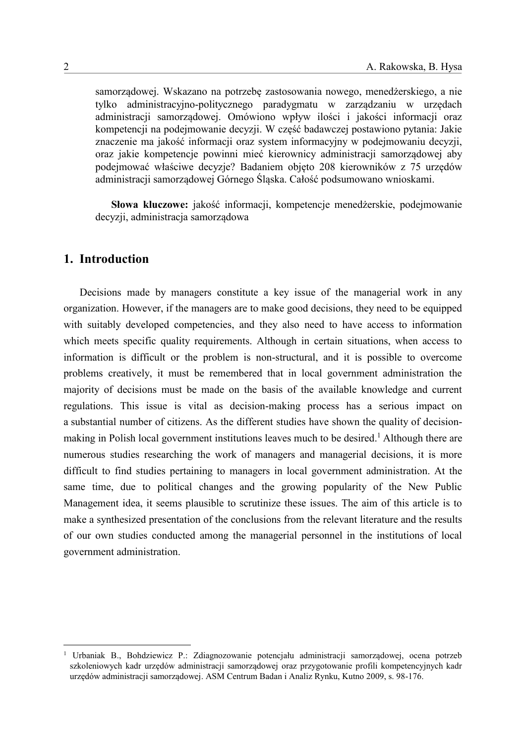samorządowej. Wskazano na potrzebę zastosowania nowego, menedżerskiego, a nie tylko administracyjno-politycznego paradygmatu w zarządzaniu w urzędach administracji samorządowej. Omówiono wpływ ilości i jakości informacji oraz kompetencji na podejmowanie decyzji. W część badawczej postawiono pytania: Jakie znaczenie ma jakość informacji oraz system informacyjny w podejmowaniu decyzji, oraz jakie kompetencje powinni mieć kierownicy administracji samorządowej aby podejmować właściwe decyzje? Badaniem objęto 208 kierowników z 75 urzędów administracji samorządowej Górnego Śląska. Całość podsumowano wnioskami.

**Słowa kluczowe:** jakość informacji, kompetencje menedżerskie, podejmowanie decyzji, administracja samorządowa

## 1. Introduction

Decisions made by managers constitute a key issue of the managerial work in any organization. However, if the managers are to make good decisions, they need to be equipped with suitably developed competencies, and they also need to have access to information which meets specific quality requirements. Although in certain situations, when access to information is difficult or the problem is non-structural, and it is possible to overcome problems creatively, it must be remembered that in local government administration the majority of decisions must be made on the basis of the available knowledge and current regulations. This issue is vital as decision-making process has a serious impact on a substantial number of citizens. As the different studies have shown the quality of decision-making in Polish local government institutions leaves much to be desired.[1] Although there are numerous studies researching the work of managers and managerial decisions, it is more difficult to find studies pertaining to managers in local government administration. At the same time, due to political changes and the growing popularity of the New Public Management idea, it seems plausible to scrutinize these issues. The aim of this article is to make a synthesized presentation of the conclusions from the relevant literature and the results of our own studies conducted among the managerial personnel in the institutions of local government administration.

[1] Urbaniak B., Bohdziewicz P.: Zdiagnozowanie potencjału administracji samorządowej, ocena potrzeb szkoleniowych kadr urzędów administracji samorządowej oraz przygotowanie profili kompetencyjnych kadr urzędów administracji samorządowej. ASM Centrum Badan i Analiz Rynku, Kutno 2009, s. 98-176.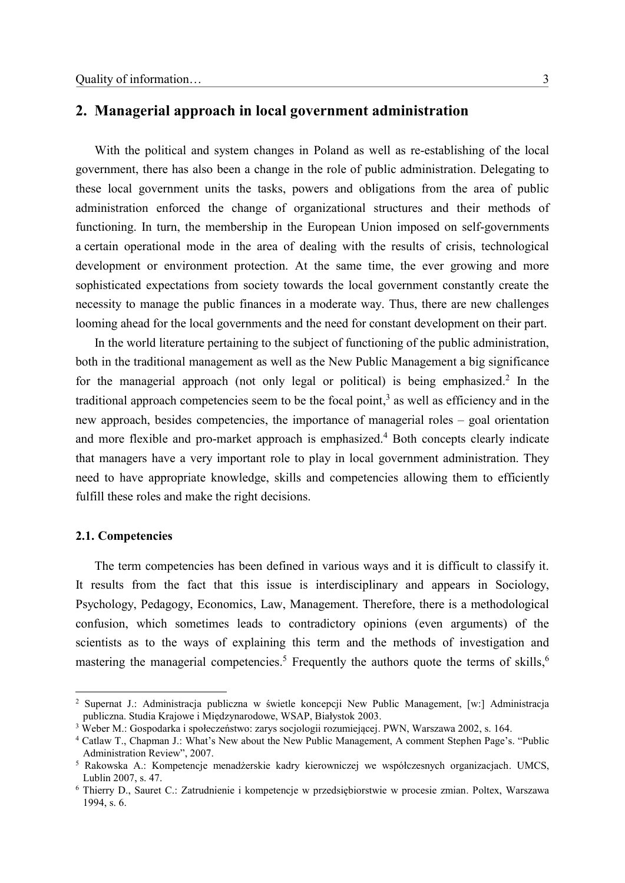## 2. Managerial approach in local government administration

With the political and system changes in Poland as well as re-establishing of the local government, there has also been a change in the role of public administration. Delegating to these local government units the tasks, powers and obligations from the area of public administration enforced the change of organizational structures and their methods of functioning. In turn, the membership in the European Union imposed on self-governments a certain operational mode in the area of dealing with the results of crisis, technological development or environment protection. At the same time, the ever growing and more sophisticated expectations from society towards the local government constantly create the necessity to manage the public finances in a moderate way. Thus, there are new challenges looming ahead for the local governments and the need for constant development on their part.

In the world literature pertaining to the subject of functioning of the public administration, both in the traditional management as well as the New Public Management a big significance for the managerial approach (not only legal or political) is being emphasized.[2] In the traditional approach competencies seem to be the focal point,[3] as well as efficiency and in the new approach, besides competencies, the importance of managerial roles – goal orientation and more flexible and pro-market approach is emphasized.[4] Both concepts clearly indicate that managers have a very important role to play in local government administration. They need to have appropriate knowledge, skills and competencies allowing them to efficiently fulfill these roles and make the right decisions.

### 2.1. Competencies

The term competencies has been defined in various ways and it is difficult to classify it. It results from the fact that this issue is interdisciplinary and appears in Sociology, Psychology, Pedagogy, Economics, Law, Management. Therefore, there is a methodological confusion, which sometimes leads to contradictory opinions (even arguments) of the scientists as to the ways of explaining this term and the methods of investigation and mastering the managerial competencies.[5] Frequently the authors quote the terms of skills,[6]

---

[2] Supernat J.: Administracja publiczna w świetle koncepcji New Public Management, [w:] Administracja publiczna. Studia Krajowe i Międzynarodowe, WSAP, Białystok 2003.

[3] Weber M.: Gospodarka i społeczeństwo: zarys socjologii rozumiejącej. PWN, Warszawa 2002, s. 164.

[4] Catlaw T., Chapman J.: What's New about the New Public Management, A comment Stephen Page's. "Public Administration Review", 2007.

[5] Rakowska A.: Kompetencje menadżerskie kadry kierowniczej we współczesnych organizacjach. UMCS, Lublin 2007, s. 47.

[6] Thierry D., Sauret C.: Zatrudnienie i kompetencje w przedsiębiorstwie w procesie zmian. Poltex, Warszawa 1994, s. 6.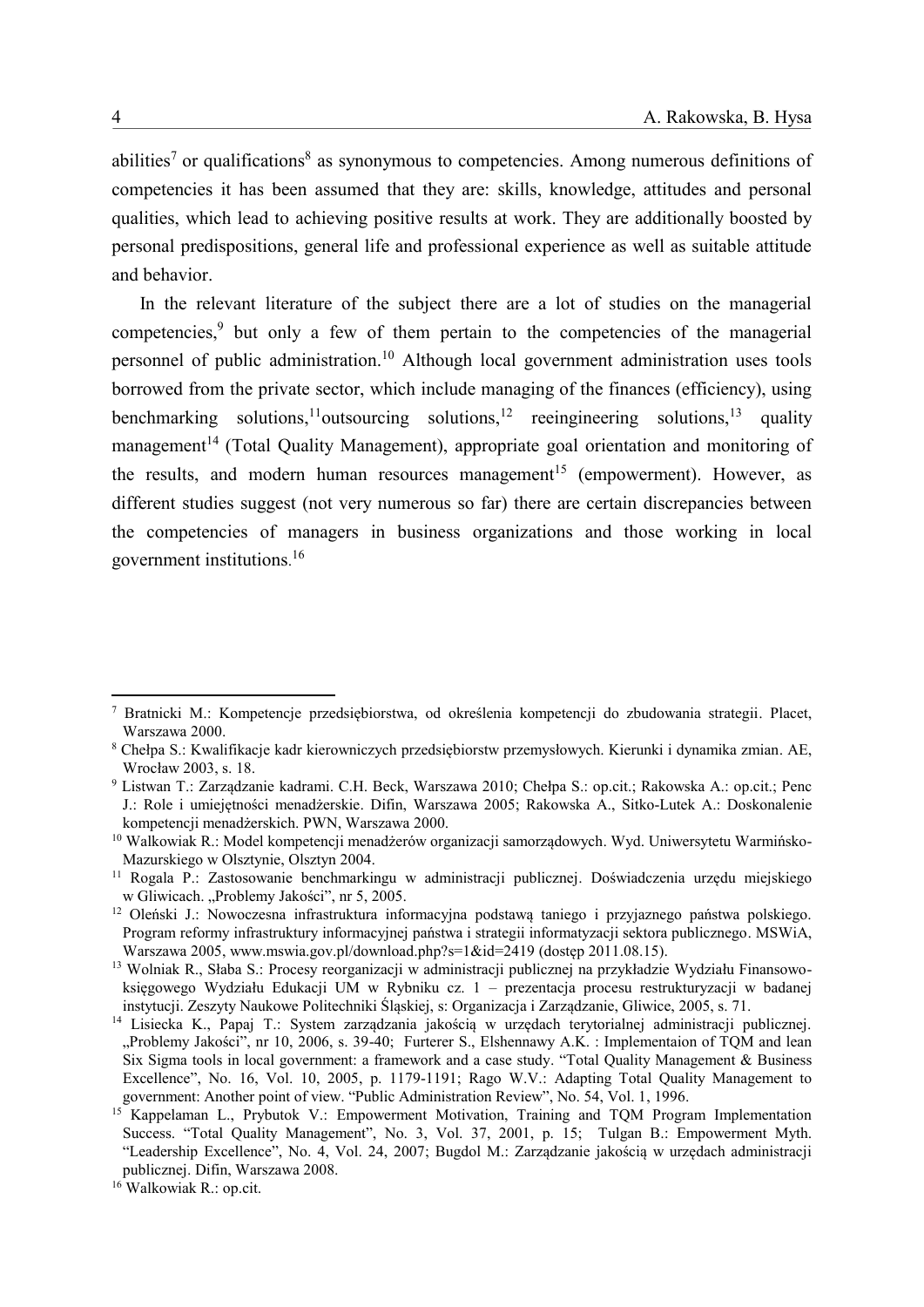abilities[7] or qualifications[8] as synonymous to competencies. Among numerous definitions of competencies it has been assumed that they are: skills, knowledge, attitudes and personal qualities, which lead to achieving positive results at work. They are additionally boosted by personal predispositions, general life and professional experience as well as suitable attitude and behavior.

In the relevant literature of the subject there are a lot of studies on the managerial competencies,[9] but only a few of them pertain to the competencies of the managerial personnel of public administration.[10] Although local government administration uses tools borrowed from the private sector, which include managing of the finances (efficiency), using benchmarking solutions,[11]outsourcing solutions,[12] reeingineering solutions,[13] quality management[14] (Total Quality Management), appropriate goal orientation and monitoring of the results, and modern human resources management[15] (empowerment). However, as different studies suggest (not very numerous so far) there are certain discrepancies between the competencies of managers in business organizations and those working in local government institutions.[16]

---

[7] Bratnicki M.: Kompetencje przedsiębiorstwa, od określenia kompetencji do zbudowania strategii. Placet, Warszawa 2000.

[8] Chełpa S.: Kwalifikacje kadr kierowniczych przedsiębiorstw przemysłowych. Kierunki i dynamika zmian. AE, Wrocław 2003, s. 18.

[9] Listwan T.: Zarządzanie kadrami. C.H. Beck, Warszawa 2010; Chełpa S.: op.cit.; Rakowska A.: op.cit.; Penc J.: Role i umiejętności menadżerskie. Difin, Warszawa 2005; Rakowska A., Sitko-Lutek A.: Doskonalenie kompetencji menadżerskich. PWN, Warszawa 2000.

[10] Walkowiak R.: Model kompetencji menadżerów organizacji samorządowych. Wyd. Uniwersytetu Warmińsko-Mazurskiego w Olsztynie, Olsztyn 2004.

[11] Rogala P.: Zastosowanie benchmarkingu w administracji publicznej. Doświadczenia urzędu miejskiego w Gliwicach. „Problemy Jakości", nr 5, 2005.

[12] Oleński J.: Nowoczesna infrastruktura informacyjna podstawą taniego i przyjaznego państwa polskiego. Program reformy infrastruktury informacyjnej państwa i strategii informatyzacji sektora publicznego. MSWiA, Warszawa 2005, www.mswia.gov.pl/download.php?s=1&id=2419 (dostęp 2011.08.15).

[13] Wolniak R., Słaba S.: Procesy reorganizacji w administracji publicznej na przykładzie Wydziału Finansowo-księgowego Wydziału Edukacji UM w Rybniku cz. 1 – prezentacja procesu restrukturyzacji w badanej instytucji. Zeszyty Naukowe Politechniki Śląskiej, s: Organizacja i Zarządzanie, Gliwice, 2005, s. 71.

[14] Lisiecka K., Papaj T.: System zarządzania jakością w urzędach terytorialnej administracji publicznej. „Problemy Jakości", nr 10, 2006, s. 39-40; Furterer S., Elshennawy A.K. : Implementaion of TQM and lean Six Sigma tools in local government: a framework and a case study. "Total Quality Management & Business Excellence", No. 16, Vol. 10, 2005, p. 1179-1191; Rago W.V.: Adapting Total Quality Management to government: Another point of view. "Public Administration Review", No. 54, Vol. 1, 1996.

[15] Kappelaman L., Prybutok V.: Empowerment Motivation, Training and TQM Program Implementation Success. "Total Quality Management", No. 3, Vol. 37, 2001, p. 15; Tulgan B.: Empowerment Myth. "Leadership Excellence", No. 4, Vol. 24, 2007; Bugdol M.: Zarządzanie jakością w urzędach administracji publicznej. Difin, Warszawa 2008.

[16] Walkowiak R.: op.cit.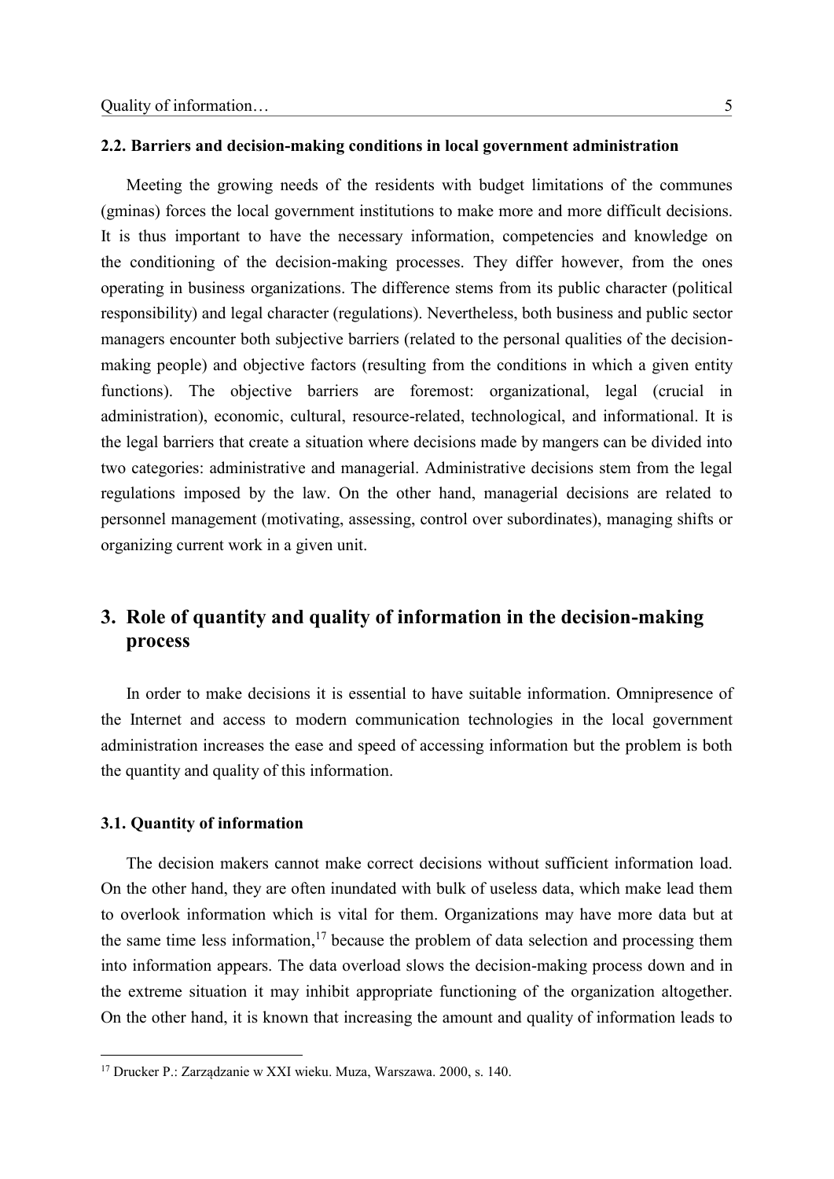### 2.2. Barriers and decision-making conditions in local government administration

Meeting the growing needs of the residents with budget limitations of the communes (gminas) forces the local government institutions to make more and more difficult decisions. It is thus important to have the necessary information, competencies and knowledge on the conditioning of the decision-making processes. They differ however, from the ones operating in business organizations. The difference stems from its public character (political responsibility) and legal character (regulations). Nevertheless, both business and public sector managers encounter both subjective barriers (related to the personal qualities of the decision-making people) and objective factors (resulting from the conditions in which a given entity functions). The objective barriers are foremost: organizational, legal (crucial in administration), economic, cultural, resource-related, technological, and informational. It is the legal barriers that create a situation where decisions made by mangers can be divided into two categories: administrative and managerial. Administrative decisions stem from the legal regulations imposed by the law. On the other hand, managerial decisions are related to personnel management (motivating, assessing, control over subordinates), managing shifts or organizing current work in a given unit.

## 3. Role of quantity and quality of information in the decision-making process

In order to make decisions it is essential to have suitable information. Omnipresence of the Internet and access to modern communication technologies in the local government administration increases the ease and speed of accessing information but the problem is both the quantity and quality of this information.

### 3.1. Quantity of information

The decision makers cannot make correct decisions without sufficient information load. On the other hand, they are often inundated with bulk of useless data, which make lead them to overlook information which is vital for them. Organizations may have more data but at the same time less information,[17] because the problem of data selection and processing them into information appears. The data overload slows the decision-making process down and in the extreme situation it may inhibit appropriate functioning of the organization altogether. On the other hand, it is known that increasing the amount and quality of information leads to

---

[17] Drucker P.: Zarządzanie w XXI wieku. Muza, Warszawa. 2000, s. 140.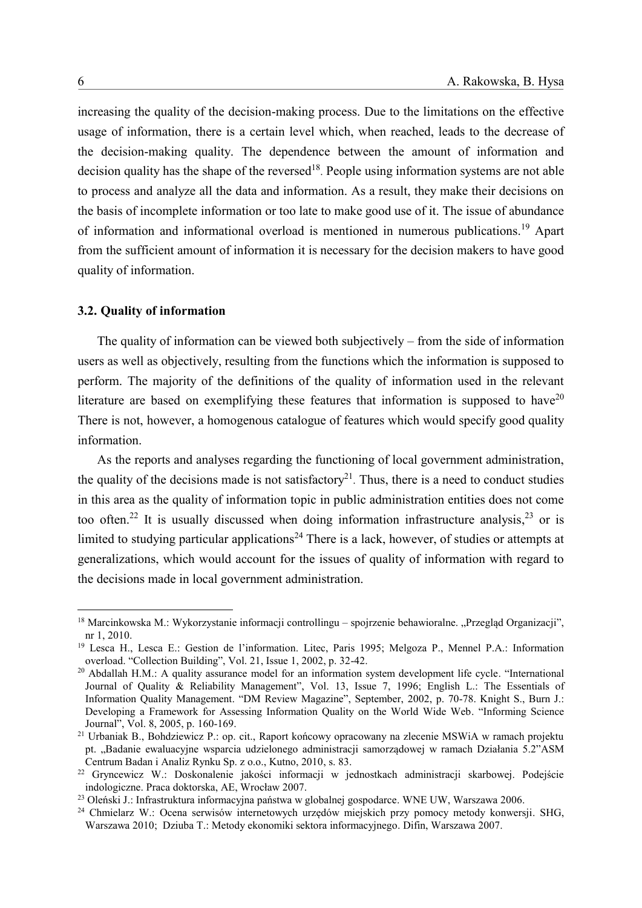increasing the quality of the decision-making process. Due to the limitations on the effective usage of information, there is a certain level which, when reached, leads to the decrease of the decision-making quality. The dependence between the amount of information and decision quality has the shape of the reversed[18]. People using information systems are not able to process and analyze all the data and information. As a result, they make their decisions on the basis of incomplete information or too late to make good use of it. The issue of abundance of information and informational overload is mentioned in numerous publications.[19] Apart from the sufficient amount of information it is necessary for the decision makers to have good quality of information.

### 3.2. Quality of information

The quality of information can be viewed both subjectively – from the side of information users as well as objectively, resulting from the functions which the information is supposed to perform. The majority of the definitions of the quality of information used in the relevant literature are based on exemplifying these features that information is supposed to have[20] There is not, however, a homogenous catalogue of features which would specify good quality information.

As the reports and analyses regarding the functioning of local government administration, the quality of the decisions made is not satisfactory[21]. Thus, there is a need to conduct studies in this area as the quality of information topic in public administration entities does not come too often.[22] It is usually discussed when doing information infrastructure analysis,[23] or is limited to studying particular applications[24] There is a lack, however, of studies or attempts at generalizations, which would account for the issues of quality of information with regard to the decisions made in local government administration.

---

[18] Marcinkowska M.: Wykorzystanie informacji controllingu – spojrzenie behawioralne. „Przegląd Organizacji", nr 1, 2010.

[19] Lesca H., Lesca E.: Gestion de l'information. Litec, Paris 1995; Melgoza P., Mennel P.A.: Information overload. "Collection Building", Vol. 21, Issue 1, 2002, p. 32-42.

[20] Abdallah H.M.: A quality assurance model for an information system development life cycle. "International Journal of Quality & Reliability Management", Vol. 13, Issue 7, 1996; English L.: The Essentials of Information Quality Management. "DM Review Magazine", September, 2002, p. 70-78. Knight S., Burn J.: Developing a Framework for Assessing Information Quality on the World Wide Web. "Informing Science Journal", Vol. 8, 2005, p. 160-169.

[21] Urbaniak B., Bohdziewicz P.: op. cit., Raport końcowy opracowany na zlecenie MSWiA w ramach projektu pt. „Badanie ewaluacyjne wsparcia udzielonego administracji samorządowej w ramach Działania 5.2"ASM Centrum Badan i Analiz Rynku Sp. z o.o., Kutno, 2010, s. 83.

[22] Gryncewicz W.: Doskonalenie jakości informacji w jednostkach administracji skarbowej. Podejście indologiczne. Praca doktorska, AE, Wrocław 2007.

[23] Oleński J.: Infrastruktura informacyjna państwa w globalnej gospodarce. WNE UW, Warszawa 2006.

[24] Chmielarz W.: Ocena serwisów internetowych urzędów miejskich przy pomocy metody konwersji. SHG, Warszawa 2010; Dziuba T.: Metody ekonomiki sektora informacyjnego. Difin, Warszawa 2007.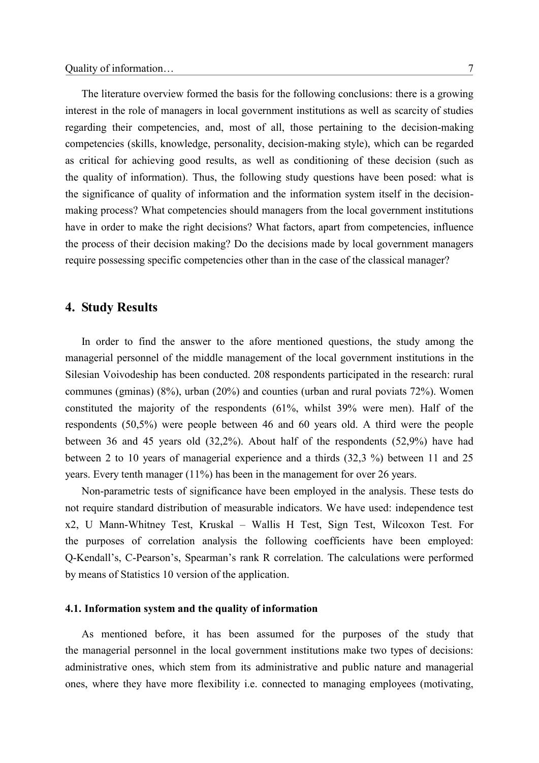The literature overview formed the basis for the following conclusions: there is a growing interest in the role of managers in local government institutions as well as scarcity of studies regarding their competencies, and, most of all, those pertaining to the decision-making competencies (skills, knowledge, personality, decision-making style), which can be regarded as critical for achieving good results, as well as conditioning of these decision (such as the quality of information). Thus, the following study questions have been posed: what is the significance of quality of information and the information system itself in the decision-making process? What competencies should managers from the local government institutions have in order to make the right decisions? What factors, apart from competencies, influence the process of their decision making? Do the decisions made by local government managers require possessing specific competencies other than in the case of the classical manager?

## 4. Study Results

In order to find the answer to the afore mentioned questions, the study among the managerial personnel of the middle management of the local government institutions in the Silesian Voivodeship has been conducted. 208 respondents participated in the research: rural communes (gminas) (8%), urban (20%) and counties (urban and rural poviats 72%). Women constituted the majority of the respondents (61%, whilst 39% were men). Half of the respondents (50,5%) were people between 46 and 60 years old. A third were the people between 36 and 45 years old (32,2%). About half of the respondents (52,9%) have had between 2 to 10 years of managerial experience and a thirds (32,3 %) between 11 and 25 years. Every tenth manager (11%) has been in the management for over 26 years.

Non-parametric tests of significance have been employed in the analysis. These tests do not require standard distribution of measurable indicators. We have used: independence test x2, U Mann-Whitney Test, Kruskal – Wallis H Test, Sign Test, Wilcoxon Test. For the purposes of correlation analysis the following coefficients have been employed: Q-Kendall's, C-Pearson's, Spearman's rank R correlation. The calculations were performed by means of Statistics 10 version of the application.

### 4.1. Information system and the quality of information

As mentioned before, it has been assumed for the purposes of the study that the managerial personnel in the local government institutions make two types of decisions: administrative ones, which stem from its administrative and public nature and managerial ones, where they have more flexibility i.e. connected to managing employees (motivating,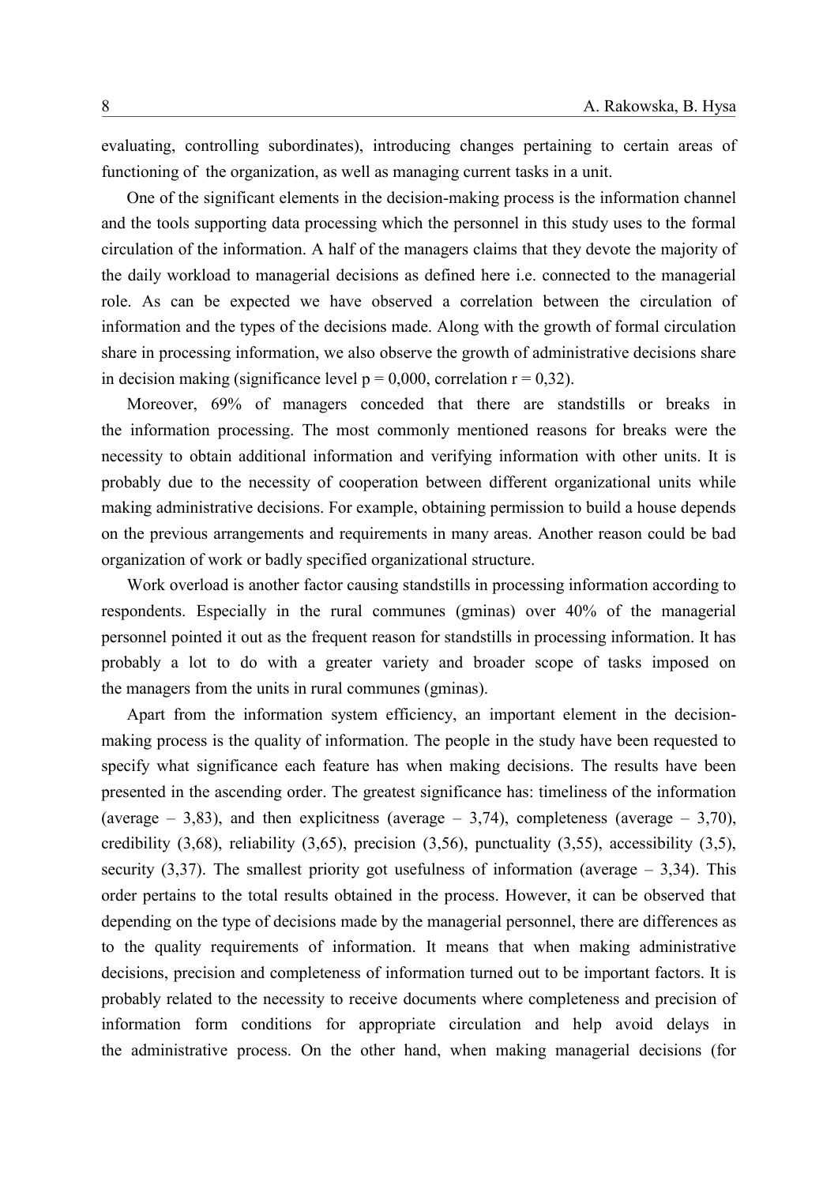evaluating, controlling subordinates), introducing changes pertaining to certain areas of functioning of the organization, as well as managing current tasks in a unit.

One of the significant elements in the decision-making process is the information channel and the tools supporting data processing which the personnel in this study uses to the formal circulation of the information. A half of the managers claims that they devote the majority of the daily workload to managerial decisions as defined here i.e. connected to the managerial role. As can be expected we have observed a correlation between the circulation of information and the types of the decisions made. Along with the growth of formal circulation share in processing information, we also observe the growth of administrative decisions share in decision making (significance level $p = 0{,}000$, correlation $r = 0{,}32$).

Moreover, 69% of managers conceded that there are standstills or breaks in the information processing. The most commonly mentioned reasons for breaks were the necessity to obtain additional information and verifying information with other units. It is probably due to the necessity of cooperation between different organizational units while making administrative decisions. For example, obtaining permission to build a house depends on the previous arrangements and requirements in many areas. Another reason could be bad organization of work or badly specified organizational structure.

Work overload is another factor causing standstills in processing information according to respondents. Especially in the rural communes (gminas) over 40% of the managerial personnel pointed it out as the frequent reason for standstills in processing information. It has probably a lot to do with a greater variety and broader scope of tasks imposed on the managers from the units in rural communes (gminas).

Apart from the information system efficiency, an important element in the decision-making process is the quality of information. The people in the study have been requested to specify what significance each feature has when making decisions. The results have been presented in the ascending order. The greatest significance has: timeliness of the information (average – 3,83), and then explicitness (average – 3,74), completeness (average – 3,70), credibility (3,68), reliability (3,65), precision (3,56), punctuality (3,55), accessibility (3,5), security (3,37). The smallest priority got usefulness of information (average – 3,34). This order pertains to the total results obtained in the process. However, it can be observed that depending on the type of decisions made by the managerial personnel, there are differences as to the quality requirements of information. It means that when making administrative decisions, precision and completeness of information turned out to be important factors. It is probably related to the necessity to receive documents where completeness and precision of information form conditions for appropriate circulation and help avoid delays in the administrative process. On the other hand, when making managerial decisions (for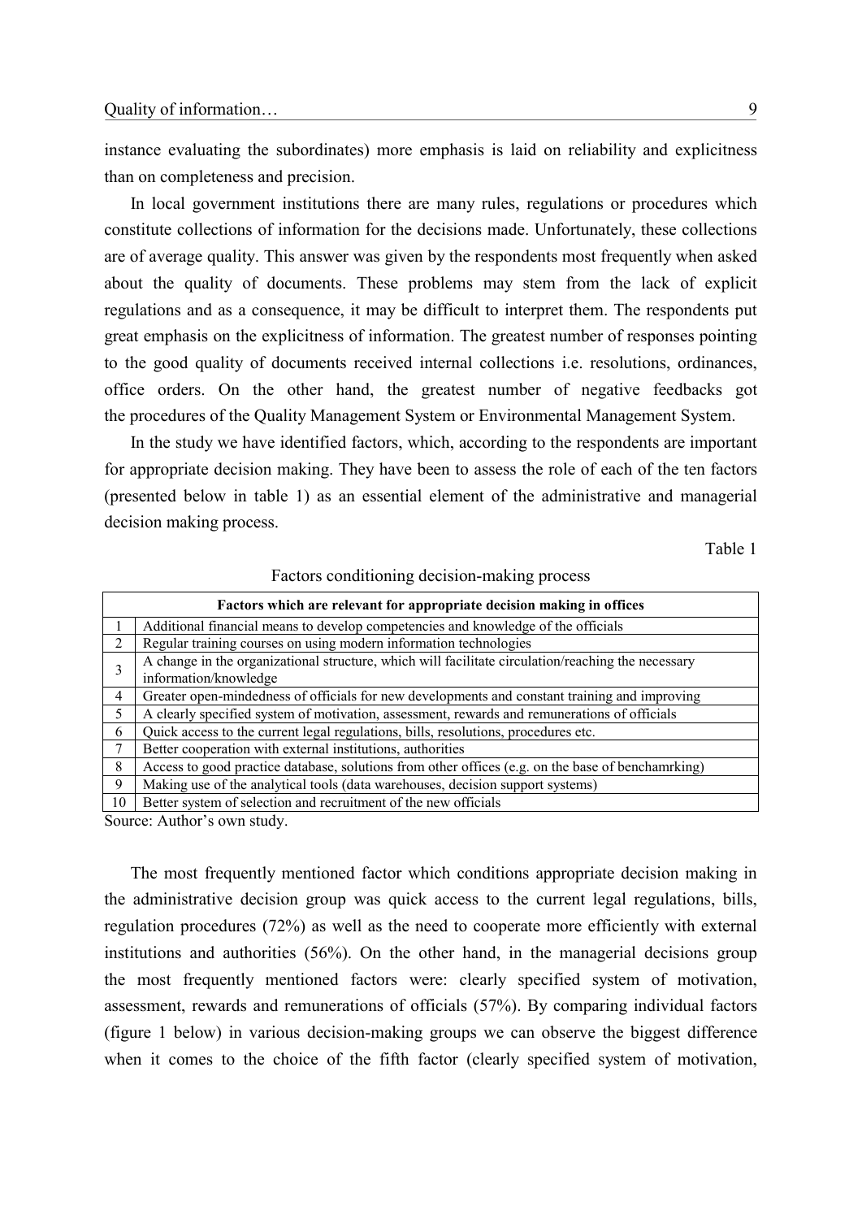instance evaluating the subordinates) more emphasis is laid on reliability and explicitness than on completeness and precision.

In local government institutions there are many rules, regulations or procedures which constitute collections of information for the decisions made. Unfortunately, these collections are of average quality. This answer was given by the respondents most frequently when asked about the quality of documents. These problems may stem from the lack of explicit regulations and as a consequence, it may be difficult to interpret them. The respondents put great emphasis on the explicitness of information. The greatest number of responses pointing to the good quality of documents received internal collections i.e. resolutions, ordinances, office orders. On the other hand, the greatest number of negative feedbacks got the procedures of the Quality Management System or Environmental Management System.

In the study we have identified factors, which, according to the respondents are important for appropriate decision making. They have been to assess the role of each of the ten factors (presented below in table 1) as an essential element of the administrative and managerial decision making process.

Table 1

Factors conditioning decision-making process

| | **Factors which are relevant for appropriate decision making in offices** |
|---|---|
| 1 | Additional financial means to develop competencies and knowledge of the officials |
| 2 | Regular training courses on using modern information technologies |
| 3 | A change in the organizational structure, which will facilitate circulation/reaching the necessary information/knowledge |
| 4 | Greater open-mindedness of officials for new developments and constant training and improving |
| 5 | A clearly specified system of motivation, assessment, rewards and remunerations of officials |
| 6 | Quick access to the current legal regulations, bills, resolutions, procedures etc. |
| 7 | Better cooperation with external institutions, authorities |
| 8 | Access to good practice database, solutions from other offices (e.g. on the base of benchamrking) |
| 9 | Making use of the analytical tools (data warehouses, decision support systems) |
| 10 | Better system of selection and recruitment of the new officials |

Source: Author's own study.

The most frequently mentioned factor which conditions appropriate decision making in the administrative decision group was quick access to the current legal regulations, bills, regulation procedures (72%) as well as the need to cooperate more efficiently with external institutions and authorities (56%). On the other hand, in the managerial decisions group the most frequently mentioned factors were: clearly specified system of motivation, assessment, rewards and remunerations of officials (57%). By comparing individual factors (figure 1 below) in various decision-making groups we can observe the biggest difference when it comes to the choice of the fifth factor (clearly specified system of motivation,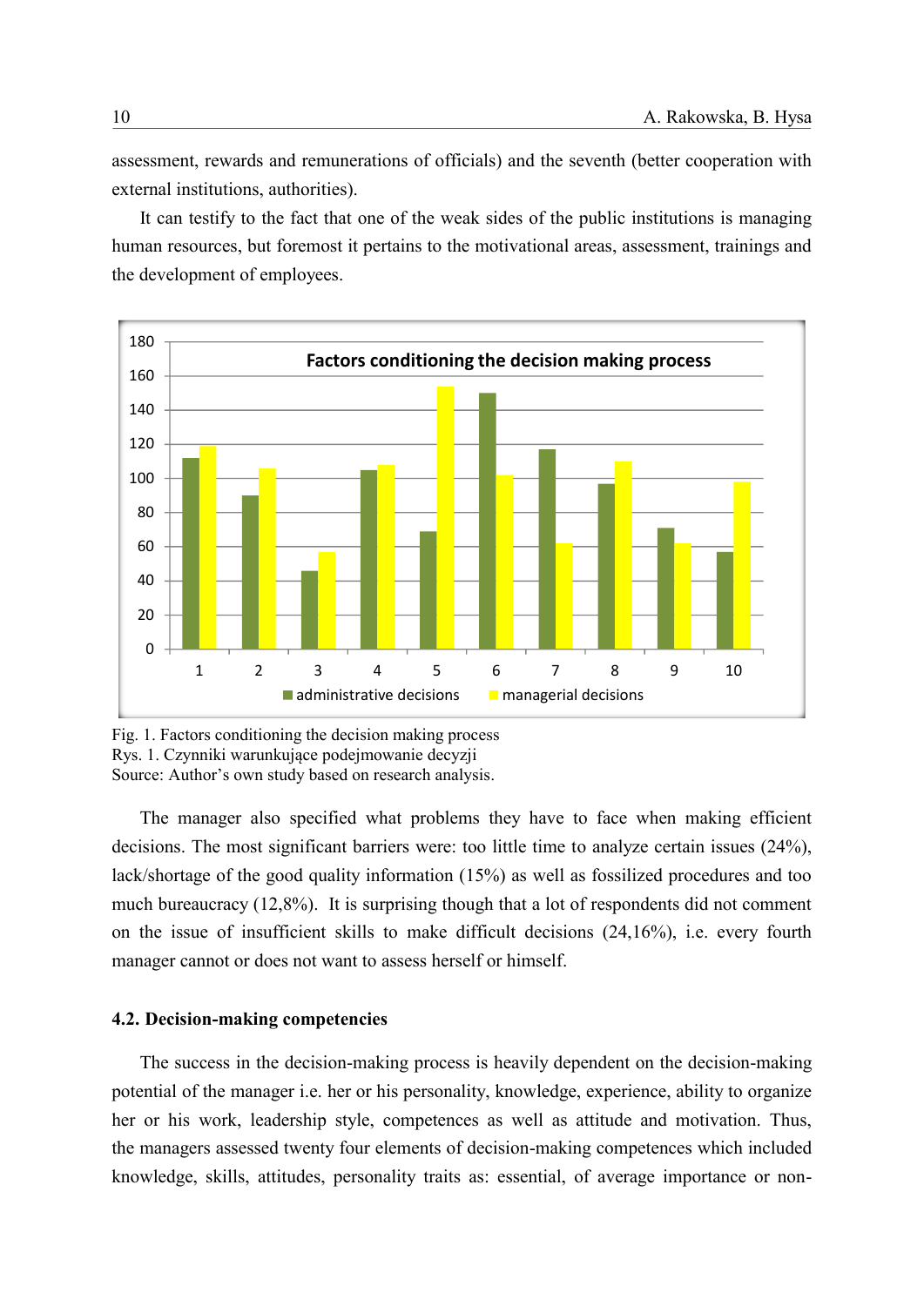assessment, rewards and remunerations of officials) and the seventh (better cooperation with external institutions, authorities).

It can testify to the fact that one of the weak sides of the public institutions is managing human resources, but foremost it pertains to the motivational areas, assessment, trainings and the development of employees.

Fig. 1. Factors conditioning the decision making process
Rys. 1. Czynniki warunkujące podejmowanie decyzji
Source: Author's own study based on research analysis.

The manager also specified what problems they have to face when making efficient decisions. The most significant barriers were: too little time to analyze certain issues (24%), lack/shortage of the good quality information (15%) as well as fossilized procedures and too much bureaucracy (12,8%). It is surprising though that a lot of respondents did not comment on the issue of insufficient skills to make difficult decisions (24,16%), i.e. every fourth manager cannot or does not want to assess herself or himself.

#### 4.2. Decision-making competencies

The success in the decision-making process is heavily dependent on the decision-making potential of the manager i.e. her or his personality, knowledge, experience, ability to organize her or his work, leadership style, competences as well as attitude and motivation. Thus, the managers assessed twenty four elements of decision-making competences which included knowledge, skills, attitudes, personality traits as: essential, of average importance or non-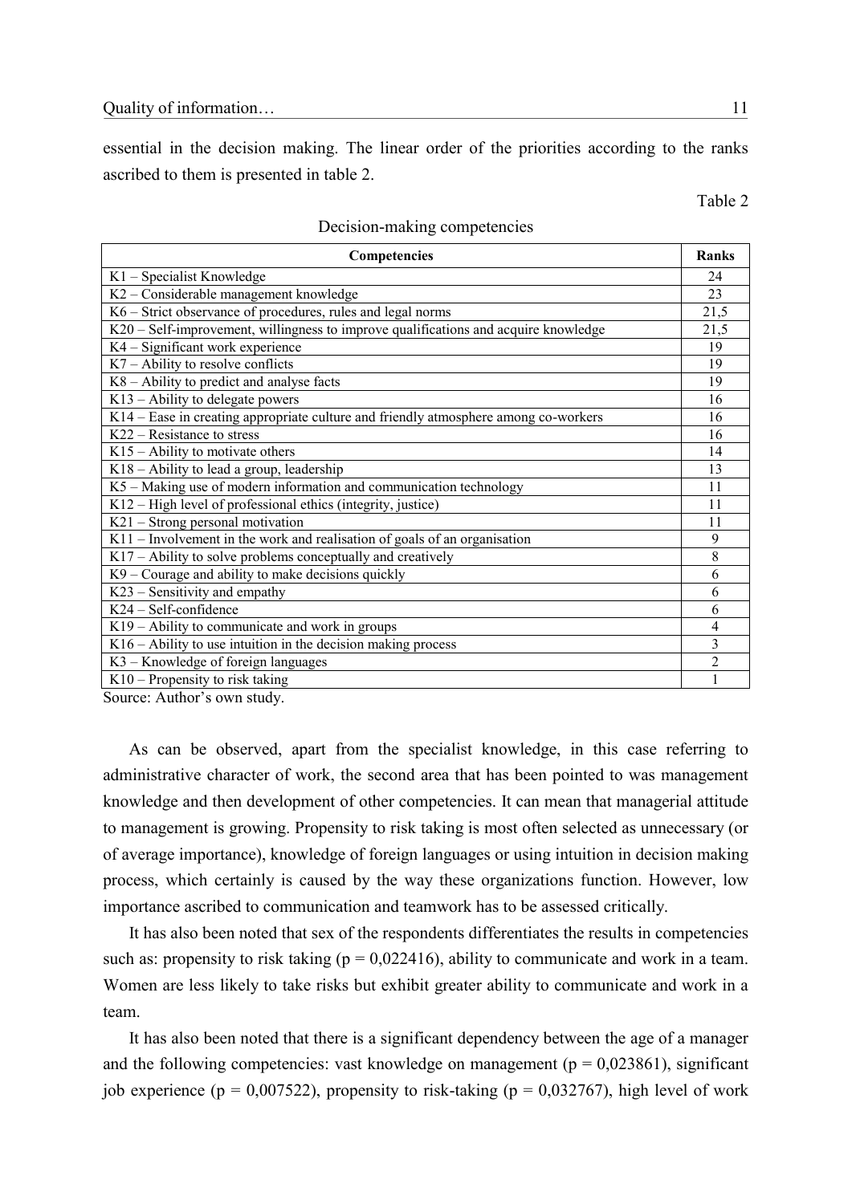essential in the decision making. The linear order of the priorities according to the ranks ascribed to them is presented in table 2.

Table 2

Decision-making competencies

| Competencies | Ranks |
|---|---|
| K1 – Specialist Knowledge | 24 |
| K2 – Considerable management knowledge | 23 |
| K6 – Strict observance of procedures, rules and legal norms | 21,5 |
| K20 – Self-improvement, willingness to improve qualifications and acquire knowledge | 21,5 |
| K4 – Significant work experience | 19 |
| K7 – Ability to resolve conflicts | 19 |
| K8 – Ability to predict and analyse facts | 19 |
| K13 – Ability to delegate powers | 16 |
| K14 – Ease in creating appropriate culture and friendly atmosphere among co-workers | 16 |
| K22 – Resistance to stress | 16 |
| K15 – Ability to motivate others | 14 |
| K18 – Ability to lead a group, leadership | 13 |
| K5 – Making use of modern information and communication technology | 11 |
| K12 – High level of professional ethics (integrity, justice) | 11 |
| K21 – Strong personal motivation | 11 |
| K11 – Involvement in the work and realisation of goals of an organisation | 9 |
| K17 – Ability to solve problems conceptually and creatively | 8 |
| K9 – Courage and ability to make decisions quickly | 6 |
| K23 – Sensitivity and empathy | 6 |
| K24 – Self-confidence | 6 |
| K19 – Ability to communicate and work in groups | 4 |
| K16 – Ability to use intuition in the decision making process | 3 |
| K3 – Knowledge of foreign languages | 2 |
| K10 – Propensity to risk taking | 1 |

Source: Author's own study.

As can be observed, apart from the specialist knowledge, in this case referring to administrative character of work, the second area that has been pointed to was management knowledge and then development of other competencies. It can mean that managerial attitude to management is growing. Propensity to risk taking is most often selected as unnecessary (or of average importance), knowledge of foreign languages or using intuition in decision making process, which certainly is caused by the way these organizations function. However, low importance ascribed to communication and teamwork has to be assessed critically.

It has also been noted that sex of the respondents differentiates the results in competencies such as: propensity to risk taking ($p = 0,022416$), ability to communicate and work in a team. Women are less likely to take risks but exhibit greater ability to communicate and work in a team.

It has also been noted that there is a significant dependency between the age of a manager and the following competencies: vast knowledge on management ($p = 0,023861$), significant job experience ($p = 0,007522$), propensity to risk-taking ($p = 0,032767$), high level of work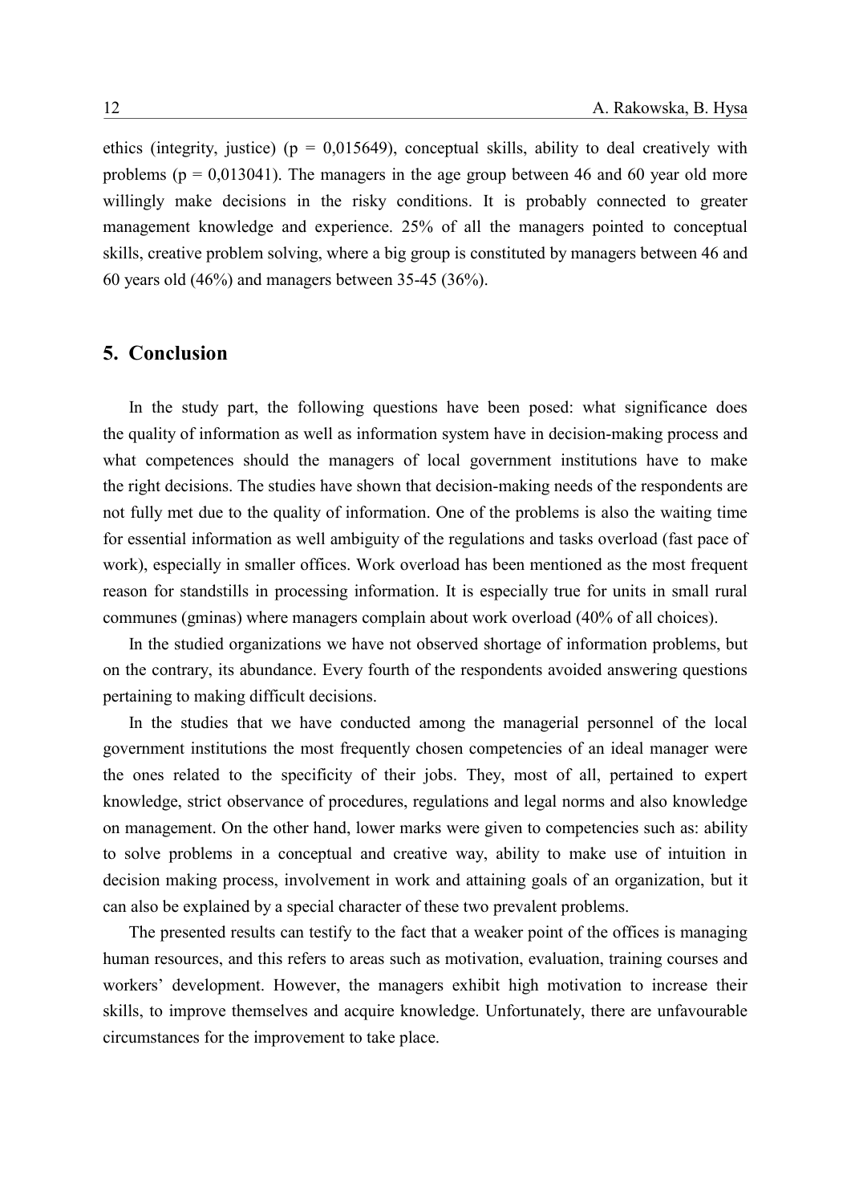ethics (integrity, justice) ($p = 0,015649$), conceptual skills, ability to deal creatively with problems ($p = 0,013041$). The managers in the age group between 46 and 60 year old more willingly make decisions in the risky conditions. It is probably connected to greater management knowledge and experience. 25% of all the managers pointed to conceptual skills, creative problem solving, where a big group is constituted by managers between 46 and 60 years old (46%) and managers between 35-45 (36%).

## 5. Conclusion

In the study part, the following questions have been posed: what significance does the quality of information as well as information system have in decision-making process and what competences should the managers of local government institutions have to make the right decisions. The studies have shown that decision-making needs of the respondents are not fully met due to the quality of information. One of the problems is also the waiting time for essential information as well ambiguity of the regulations and tasks overload (fast pace of work), especially in smaller offices. Work overload has been mentioned as the most frequent reason for standstills in processing information. It is especially true for units in small rural communes (gminas) where managers complain about work overload (40% of all choices).

In the studied organizations we have not observed shortage of information problems, but on the contrary, its abundance. Every fourth of the respondents avoided answering questions pertaining to making difficult decisions.

In the studies that we have conducted among the managerial personnel of the local government institutions the most frequently chosen competencies of an ideal manager were the ones related to the specificity of their jobs. They, most of all, pertained to expert knowledge, strict observance of procedures, regulations and legal norms and also knowledge on management. On the other hand, lower marks were given to competencies such as: ability to solve problems in a conceptual and creative way, ability to make use of intuition in decision making process, involvement in work and attaining goals of an organization, but it can also be explained by a special character of these two prevalent problems.

The presented results can testify to the fact that a weaker point of the offices is managing human resources, and this refers to areas such as motivation, evaluation, training courses and workers' development. However, the managers exhibit high motivation to increase their skills, to improve themselves and acquire knowledge. Unfortunately, there are unfavourable circumstances for the improvement to take place.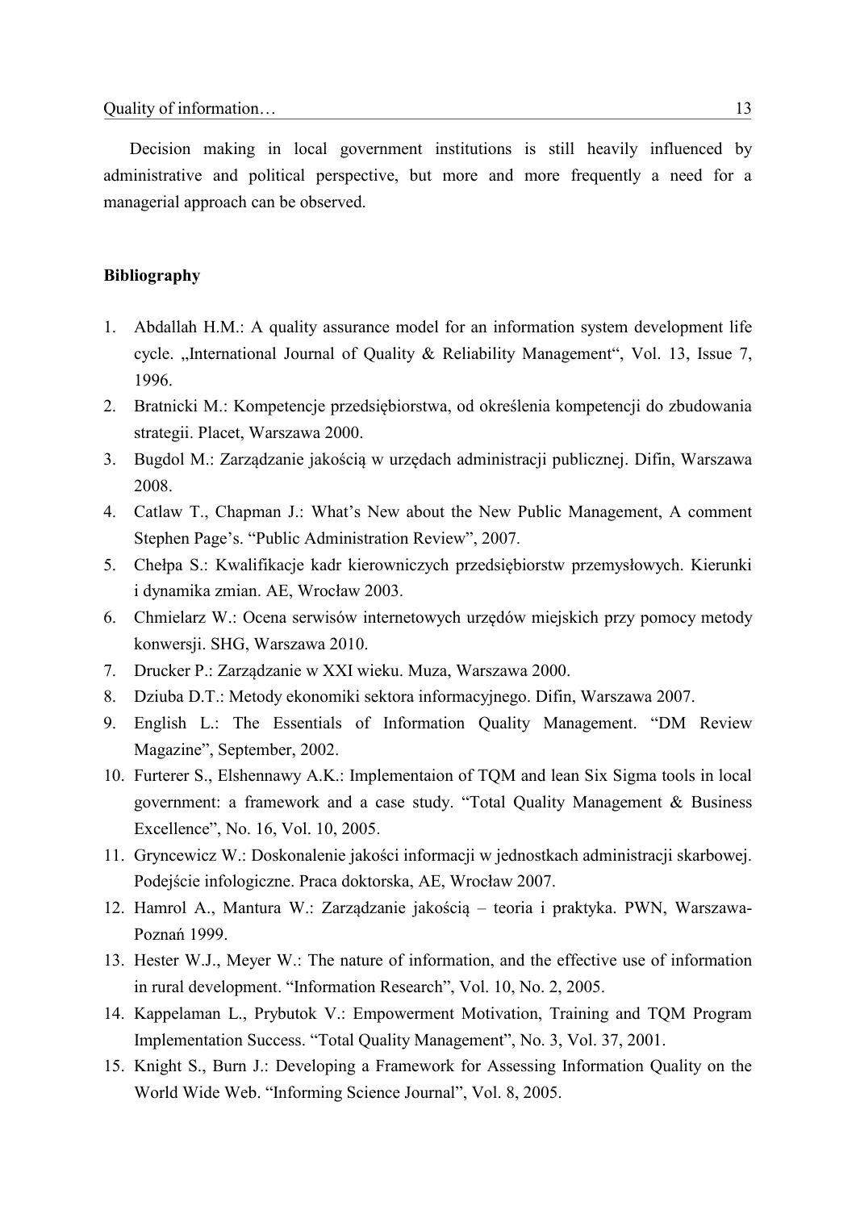Decision making in local government institutions is still heavily influenced by administrative and political perspective, but more and more frequently a need for a managerial approach can be observed.

**Bibliography**

1. Abdallah H.M.: A quality assurance model for an information system development life cycle. „International Journal of Quality & Reliability Management", Vol. 13, Issue 7, 1996.
2. Bratnicki M.: Kompetencje przedsiębiorstwa, od określenia kompetencji do zbudowania strategii. Placet, Warszawa 2000.
3. Bugdol M.: Zarządzanie jakością w urzędach administracji publicznej. Difin, Warszawa 2008.
4. Catlaw T., Chapman J.: What's New about the New Public Management, A comment Stephen Page's. "Public Administration Review", 2007.
5. Chełpa S.: Kwalifikacje kadr kierowniczych przedsiębiorstw przemysłowych. Kierunki i dynamika zmian. AE, Wrocław 2003.
6. Chmielarz W.: Ocena serwisów internetowych urzędów miejskich przy pomocy metody konwersji. SHG, Warszawa 2010.
7. Drucker P.: Zarządzanie w XXI wieku. Muza, Warszawa 2000.
8. Dziuba D.T.: Metody ekonomiki sektora informacyjnego. Difin, Warszawa 2007.
9. English L.: The Essentials of Information Quality Management. "DM Review Magazine", September, 2002.
10. Furterer S., Elshennawy A.K.: Implementaion of TQM and lean Six Sigma tools in local government: a framework and a case study. "Total Quality Management & Business Excellence", No. 16, Vol. 10, 2005.
11. Gryncewicz W.: Doskonalenie jakości informacji w jednostkach administracji skarbowej. Podejście infologiczne. Praca doktorska, AE, Wrocław 2007.
12. Hamrol A., Mantura W.: Zarządzanie jakością – teoria i praktyka. PWN, Warszawa-Poznań 1999.
13. Hester W.J., Meyer W.: The nature of information, and the effective use of information in rural development. "Information Research", Vol. 10, No. 2, 2005.
14. Kappelaman L., Prybutok V.: Empowerment Motivation, Training and TQM Program Implementation Success. "Total Quality Management", No. 3, Vol. 37, 2001.
15. Knight S., Burn J.: Developing a Framework for Assessing Information Quality on the World Wide Web. "Informing Science Journal", Vol. 8, 2005.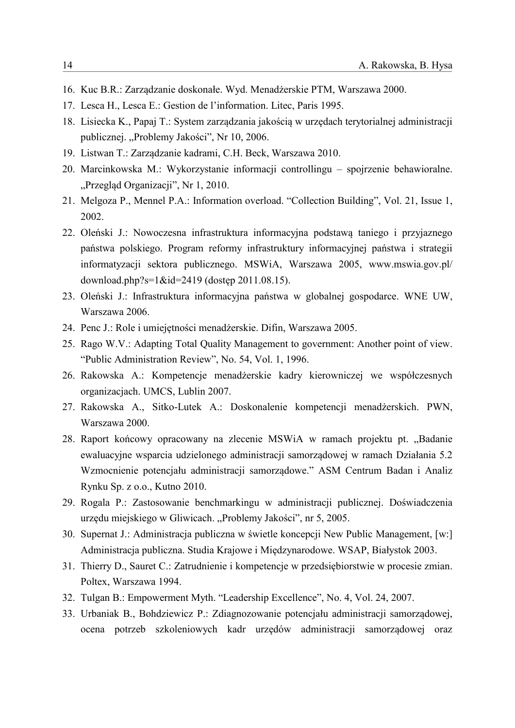16. Kuc B.R.: Zarządzanie doskonałe. Wyd. Menadżerskie PTM, Warszawa 2000.
17. Lesca H., Lesca E.: Gestion de l'information. Litec, Paris 1995.
18. Lisiecka K., Papaj T.: System zarządzania jakością w urzędach terytorialnej administracji publicznej. „Problemy Jakości", Nr 10, 2006.
19. Listwan T.: Zarządzanie kadrami, C.H. Beck, Warszawa 2010.
20. Marcinkowska M.: Wykorzystanie informacji controllingu – spojrzenie behawioralne. „Przegląd Organizacji", Nr 1, 2010.
21. Melgoza P., Mennel P.A.: Information overload. "Collection Building", Vol. 21, Issue 1, 2002.
22. Oleński J.: Nowoczesna infrastruktura informacyjna podstawą taniego i przyjaznego państwa polskiego. Program reformy infrastruktury informacyjnej państwa i strategii informatyzacji sektora publicznego. MSWiA, Warszawa 2005, www.mswia.gov.pl/download.php?s=1&id=2419 (dostęp 2011.08.15).
23. Oleński J.: Infrastruktura informacyjna państwa w globalnej gospodarce. WNE UW, Warszawa 2006.
24. Penc J.: Role i umiejętności menadżerskie. Difin, Warszawa 2005.
25. Rago W.V.: Adapting Total Quality Management to government: Another point of view. "Public Administration Review", No. 54, Vol. 1, 1996.
26. Rakowska A.: Kompetencje menadżerskie kadry kierowniczej we współczesnych organizacjach. UMCS, Lublin 2007.
27. Rakowska A., Sitko-Lutek A.: Doskonalenie kompetencji menadżerskich. PWN, Warszawa 2000.
28. Raport końcowy opracowany na zlecenie MSWiA w ramach projektu pt. „Badanie ewaluacyjne wsparcia udzielonego administracji samorządowej w ramach Działania 5.2 Wzmocnienie potencjału administracji samorządowe." ASM Centrum Badan i Analiz Rynku Sp. z o.o., Kutno 2010.
29. Rogala P.: Zastosowanie benchmarkingu w administracji publicznej. Doświadczenia urzędu miejskiego w Gliwicach. „Problemy Jakości", nr 5, 2005.
30. Supernat J.: Administracja publiczna w świetle koncepcji New Public Management, [w:] Administracja publiczna. Studia Krajowe i Międzynarodowe. WSAP, Białystok 2003.
31. Thierry D., Sauret C.: Zatrudnienie i kompetencje w przedsiębiorstwie w procesie zmian. Poltex, Warszawa 1994.
32. Tulgan B.: Empowerment Myth. "Leadership Excellence", No. 4, Vol. 24, 2007.
33. Urbaniak B., Bohdziewicz P.: Zdiagnozowanie potencjału administracji samorządowej, ocena potrzeb szkoleniowych kadr urzędów administracji samorządowej oraz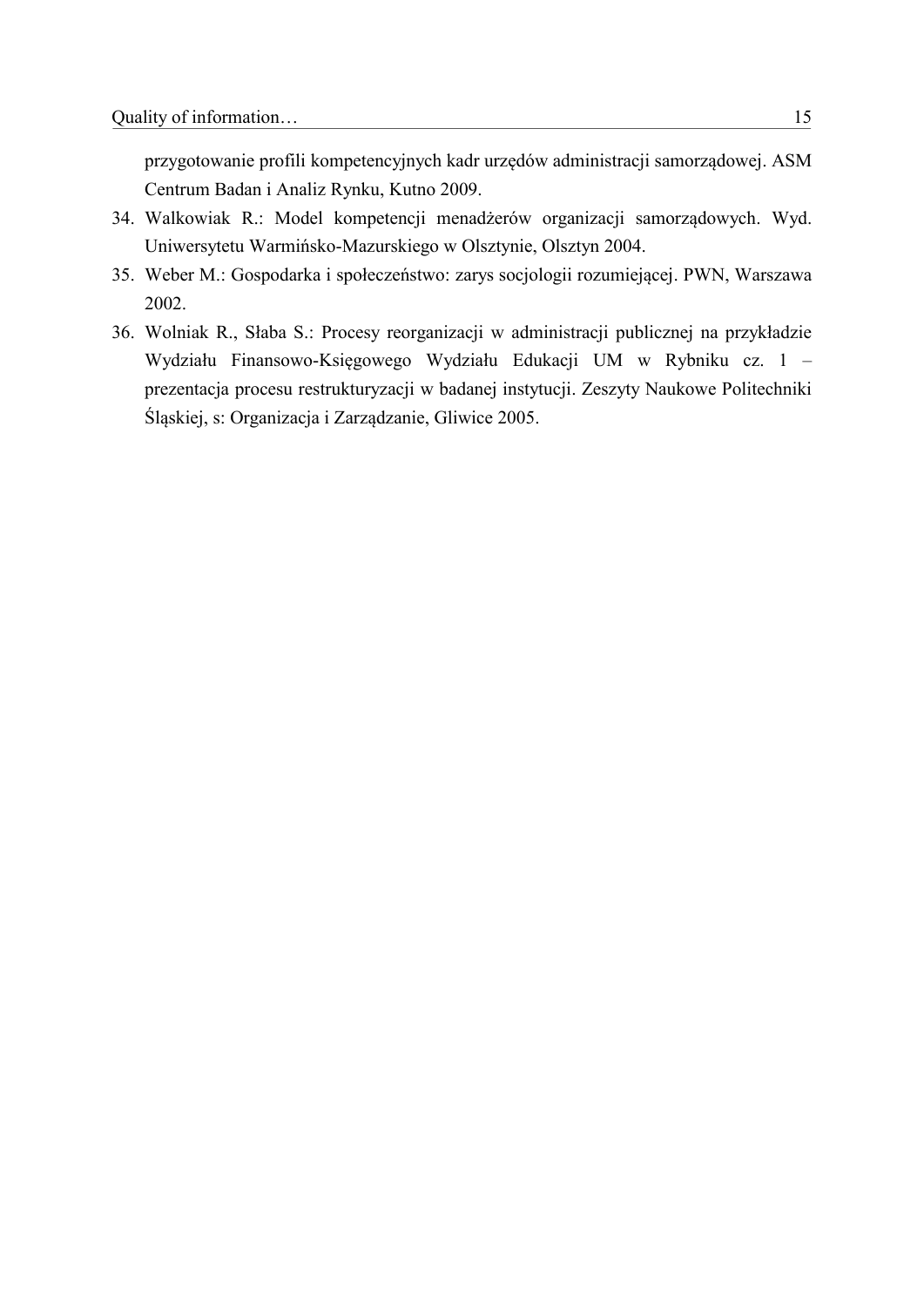przygotowanie profili kompetencyjnych kadr urzędów administracji samorządowej. ASM Centrum Badan i Analiz Rynku, Kutno 2009.

34. Walkowiak R.: Model kompetencji menadżerów organizacji samorządowych. Wyd. Uniwersytetu Warmińsko-Mazurskiego w Olsztynie, Olsztyn 2004.
35. Weber M.: Gospodarka i społeczeństwo: zarys socjologii rozumiejącej. PWN, Warszawa 2002.
36. Wolniak R., Słaba S.: Procesy reorganizacji w administracji publicznej na przykładzie Wydziału Finansowo-Księgowego Wydziału Edukacji UM w Rybniku cz. 1 – prezentacja procesu restrukturyzacji w badanej instytucji. Zeszyty Naukowe Politechniki Śląskiej, s: Organizacja i Zarządzanie, Gliwice 2005.